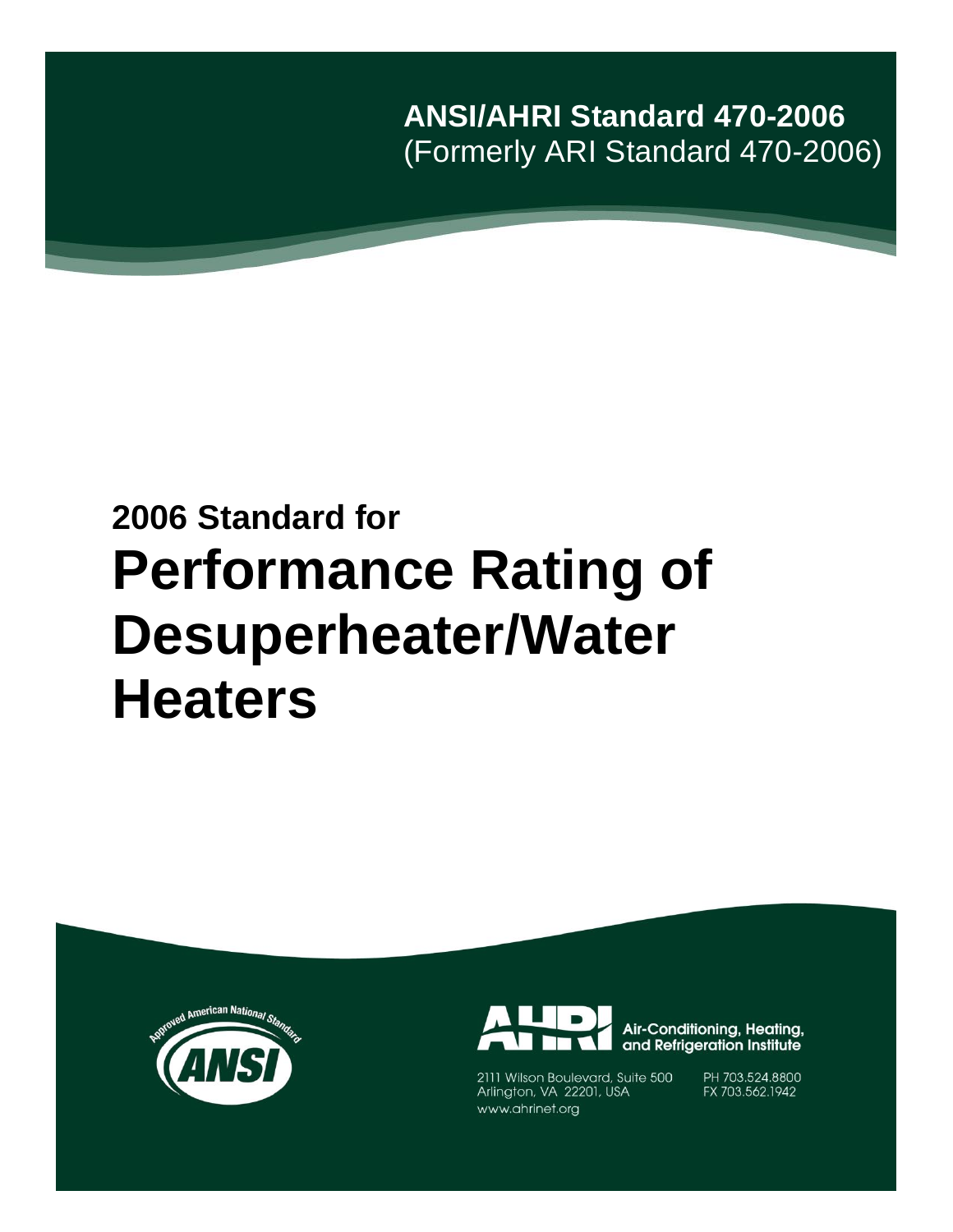**ANSI/AHRI Standard 470-2006**
(Formerly ARI Standard 470-2006)

**2006 Standard for**

# Performance Rating of Desuperheater/Water Heaters

Approved American National Standard

ANSI

AHRI Air-Conditioning, Heating, and Refrigeration Institute

2111 Wilson Boulevard, Suite 500
Arlington, VA 22201, USA
www.ahrinet.org

PH 703.524.8800
FX 703.562.1942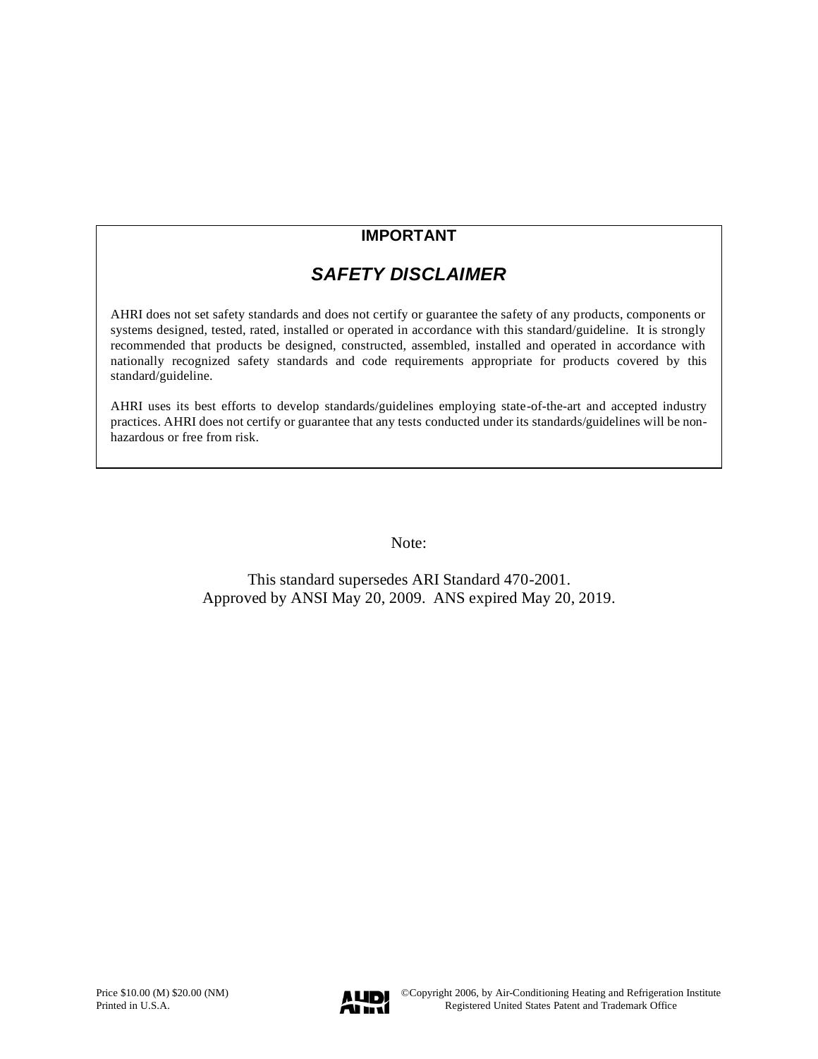**IMPORTANT**

## *SAFETY DISCLAIMER*

AHRI does not set safety standards and does not certify or guarantee the safety of any products, components or systems designed, tested, rated, installed or operated in accordance with this standard/guideline. It is strongly recommended that products be designed, constructed, assembled, installed and operated in accordance with nationally recognized safety standards and code requirements appropriate for products covered by this standard/guideline.

AHRI uses its best efforts to develop standards/guidelines employing state-of-the-art and accepted industry practices. AHRI does not certify or guarantee that any tests conducted under its standards/guidelines will be non-hazardous or free from risk.

Note:

This standard supersedes ARI Standard 470-2001.
Approved by ANSI May 20, 2009. ANS expired May 20, 2019.

Price $10.00 (M) $20.00 (NM)
Printed in U.S.A.

©Copyright 2006, by Air-Conditioning Heating and Refrigeration Institute
Registered United States Patent and Trademark Office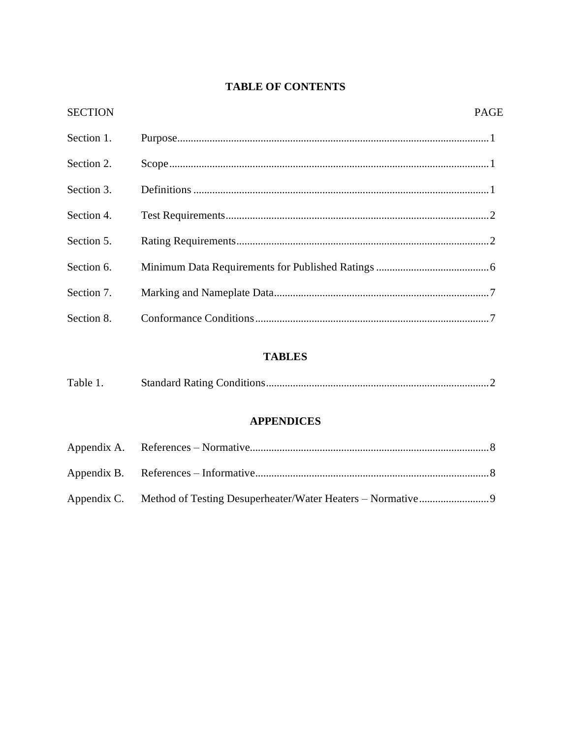## TABLE OF CONTENTS

| SECTION | | PAGE |
|---|---|---|
| Section 1. | Purpose | 1 |
| Section 2. | Scope | 1 |
| Section 3. | Definitions | 1 |
| Section 4. | Test Requirements | 2 |
| Section 5. | Rating Requirements | 2 |
| Section 6. | Minimum Data Requirements for Published Ratings | 6 |
| Section 7. | Marking and Nameplate Data | 7 |
| Section 8. | Conformance Conditions | 7 |

## TABLES

| | | |
|---|---|---|
| Table 1. | Standard Rating Conditions | 2 |

## APPENDICES

| | | |
|---|---|---|
| Appendix A. | References – Normative | 8 |
| Appendix B. | References – Informative | 8 |
| Appendix C. | Method of Testing Desuperheater/Water Heaters – Normative | 9 |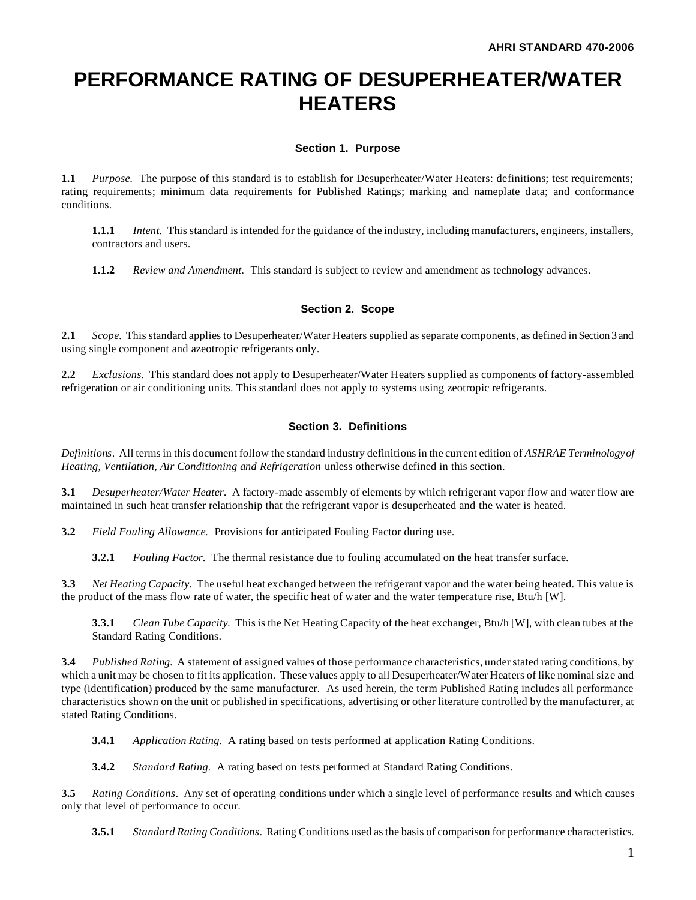# PERFORMANCE RATING OF DESUPERHEATER/WATER HEATERS

### Section 1. Purpose

**1.1** *Purpose.* The purpose of this standard is to establish for Desuperheater/Water Heaters: definitions; test requirements; rating requirements; minimum data requirements for Published Ratings; marking and nameplate data; and conformance conditions.

> **1.1.1** *Intent.* This standard is intended for the guidance of the industry, including manufacturers, engineers, installers, contractors and users.

> **1.1.2** *Review and Amendment.* This standard is subject to review and amendment as technology advances.

### Section 2. Scope

**2.1** *Scope.* This standard applies to Desuperheater/Water Heaters supplied as separate components, as defined in Section 3 and using single component and azeotropic refrigerants only.

**2.2** *Exclusions.* This standard does not apply to Desuperheater/Water Heaters supplied as components of factory-assembled refrigeration or air conditioning units. This standard does not apply to systems using zeotropic refrigerants.

### Section 3. Definitions

*Definitions*. All terms in this document follow the standard industry definitions in the current edition of *ASHRAE Terminology of Heating, Ventilation, Air Conditioning and Refrigeration* unless otherwise defined in this section.

**3.1** *Desuperheater/Water Heater.* A factory-made assembly of elements by which refrigerant vapor flow and water flow are maintained in such heat transfer relationship that the refrigerant vapor is desuperheated and the water is heated.

**3.2** *Field Fouling Allowance.* Provisions for anticipated Fouling Factor during use.

> **3.2.1** *Fouling Factor.* The thermal resistance due to fouling accumulated on the heat transfer surface.

**3.3** *Net Heating Capacity.* The useful heat exchanged between the refrigerant vapor and the water being heated. This value is the product of the mass flow rate of water, the specific heat of water and the water temperature rise, Btu/h [W].

> **3.3.1** *Clean Tube Capacity.* This is the Net Heating Capacity of the heat exchanger, Btu/h [W], with clean tubes at the Standard Rating Conditions.

**3.4** *Published Rating.* A statement of assigned values of those performance characteristics, under stated rating conditions, by which a unit may be chosen to fit its application. These values apply to all Desuperheater/Water Heaters of like nominal size and type (identification) produced by the same manufacturer. As used herein, the term Published Rating includes all performance characteristics shown on the unit or published in specifications, advertising or other literature controlled by the manufacturer, at stated Rating Conditions.

> **3.4.1** *Application Rating.* A rating based on tests performed at application Rating Conditions.

> **3.4.2** *Standard Rating.* A rating based on tests performed at Standard Rating Conditions.

**3.5** *Rating Conditions*. Any set of operating conditions under which a single level of performance results and which causes only that level of performance to occur.

> **3.5.1** *Standard Rating Conditions*. Rating Conditions used as the basis of comparison for performance characteristics.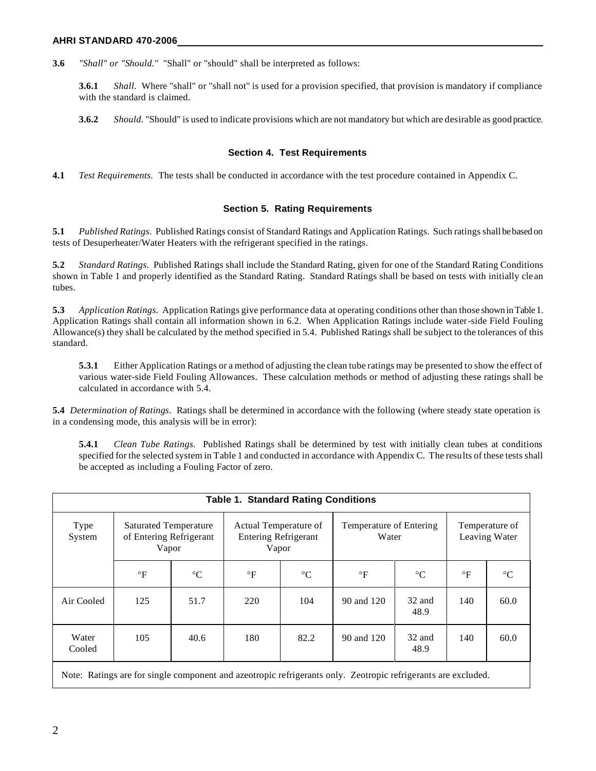**3.6** *"Shall" or "Should."* "Shall" or "should" shall be interpreted as follows:

**3.6.1** *Shall.* Where "shall" or "shall not" is used for a provision specified, that provision is mandatory if compliance with the standard is claimed.

**3.6.2** *Should.* "Should" is used to indicate provisions which are not mandatory but which are desirable as good practice.

## Section 4. Test Requirements

**4.1** *Test Requirements.* The tests shall be conducted in accordance with the test procedure contained in Appendix C.

## Section 5. Rating Requirements

**5.1** *Published Ratings.* Published Ratings consist of Standard Ratings and Application Ratings. Such ratings shall be based on tests of Desuperheater/Water Heaters with the refrigerant specified in the ratings.

**5.2** *Standard Ratings.* Published Ratings shall include the Standard Rating, given for one of the Standard Rating Conditions shown in Table 1 and properly identified as the Standard Rating. Standard Ratings shall be based on tests with initially clean tubes.

**5.3** *Application Ratings.* Application Ratings give performance data at operating conditions other than those shown in Table 1. Application Ratings shall contain all information shown in 6.2. When Application Ratings include water-side Field Fouling Allowance(s) they shall be calculated by the method specified in 5.4. Published Ratings shall be subject to the tolerances of this standard.

**5.3.1** Either Application Ratings or a method of adjusting the clean tube ratings may be presented to show the effect of various water-side Field Fouling Allowances. These calculation methods or method of adjusting these ratings shall be calculated in accordance with 5.4.

**5.4** *Determination of Ratings.* Ratings shall be determined in accordance with the following (where steady state operation is in a condensing mode, this analysis will be in error):

**5.4.1** *Clean Tube Ratings.* Published Ratings shall be determined by test with initially clean tubes at conditions specified for the selected system in Table 1 and conducted in accordance with Appendix C. The results of these tests shall be accepted as including a Fouling Factor of zero.

**Table 1. Standard Rating Conditions**

| Type System | Saturated Temperature of Entering Refrigerant Vapor | | Actual Temperature of Entering Refrigerant Vapor | | Temperature of Entering Water | | Temperature of Leaving Water | |
|---|---|---|---|---|---|---|---|---|
| | °F | °C | °F | °C | °F | °C | °F | °C |
| Air Cooled | 125 | 51.7 | 220 | 104 | 90 and 120 | 32 and 48.9 | 140 | 60.0 |
| Water Cooled | 105 | 40.6 | 180 | 82.2 | 90 and 120 | 32 and 48.9 | 140 | 60.0 |

Note: Ratings are for single component and azeotropic refrigerants only. Zeotropic refrigerants are excluded.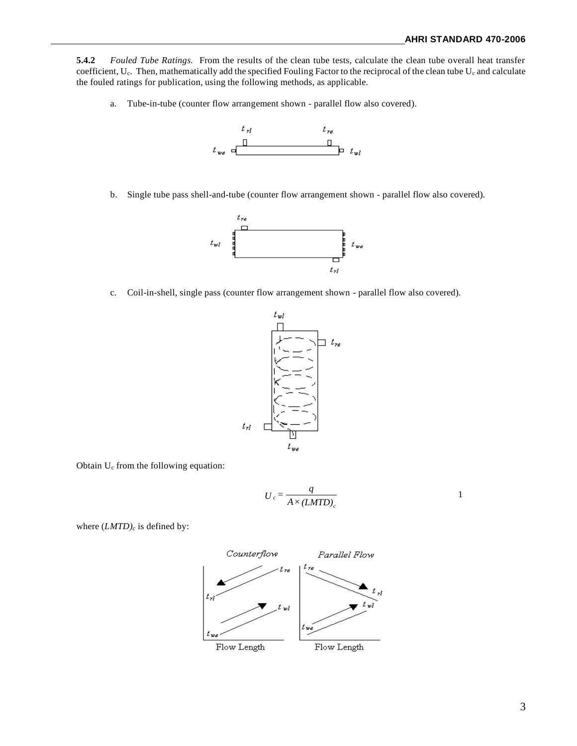**5.4.2** *Fouled Tube Ratings.* From the results of the clean tube tests, calculate the clean tube overall heat transfer coefficient, $U_c$. Then, mathematically add the specified Fouling Factor to the reciprocal of the clean tube $U_c$ and calculate the fouled ratings for publication, using the following methods, as applicable.

a. Tube-in-tube (counter flow arrangement shown - parallel flow also covered).

b. Single tube pass shell-and-tube (counter flow arrangement shown - parallel flow also covered).

c. Coil-in-shell, single pass (counter flow arrangement shown - parallel flow also covered).

Obtain $U_c$ from the following equation:

$$U_c = \frac{q}{A \times (LMTD)_c} \qquad 1$$

where $(LMTD)_c$ is defined by: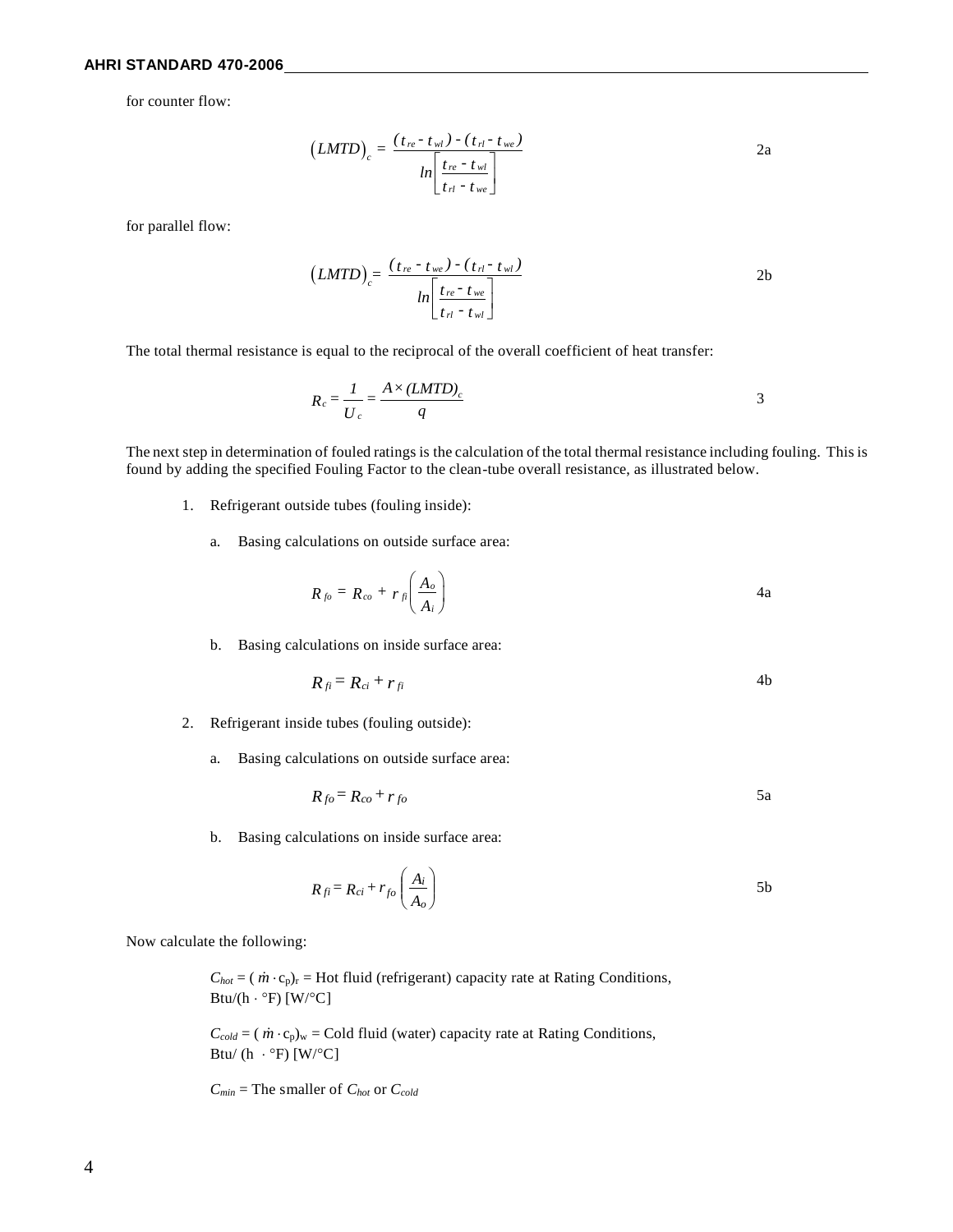for counter flow:

$$\left(LMTD\right)_c = \frac{(t_{re} - t_{wl}) - (t_{rl} - t_{we})}{ln\left[\frac{t_{re} - t_{wl}}{t_{rl} - t_{we}}\right]} \tag{2a}$$

for parallel flow:

$$\left(LMTD\right)_c = \frac{(t_{re} - t_{we}) - (t_{rl} - t_{wl})}{ln\left[\frac{t_{re} - t_{we}}{t_{rl} - t_{wl}}\right]} \tag{2b}$$

The total thermal resistance is equal to the reciprocal of the overall coefficient of heat transfer:

$$R_c = \frac{1}{U_c} = \frac{A \times (LMTD)_c}{q} \tag{3}$$

The next step in determination of fouled ratings is the calculation of the total thermal resistance including fouling. This is found by adding the specified Fouling Factor to the clean-tube overall resistance, as illustrated below.

1. Refrigerant outside tubes (fouling inside):

   a. Basing calculations on outside surface area:

   $$R_{fo} = R_{co} + r_{fi}\left(\frac{A_o}{A_i}\right) \tag{4a}$$

   b. Basing calculations on inside surface area:

   $$R_{fi} = R_{ci} + r_{fi} \tag{4b}$$

2. Refrigerant inside tubes (fouling outside):

   a. Basing calculations on outside surface area:

   $$R_{fo} = R_{co} + r_{fo} \tag{5a}$$

   b. Basing calculations on inside surface area:

   $$R_{fi} = R_{ci} + r_{fo}\left(\frac{A_i}{A_o}\right) \tag{5b}$$

Now calculate the following:

$C_{hot} = (\dot{m} \cdot c_p)_r$ = Hot fluid (refrigerant) capacity rate at Rating Conditions, Btu/(h · °F) [W/°C]

$C_{cold} = (\dot{m} \cdot c_p)_w$ = Cold fluid (water) capacity rate at Rating Conditions, Btu/ (h · °F) [W/°C]

$C_{min}$ = The smaller of $C_{hot}$ or $C_{cold}$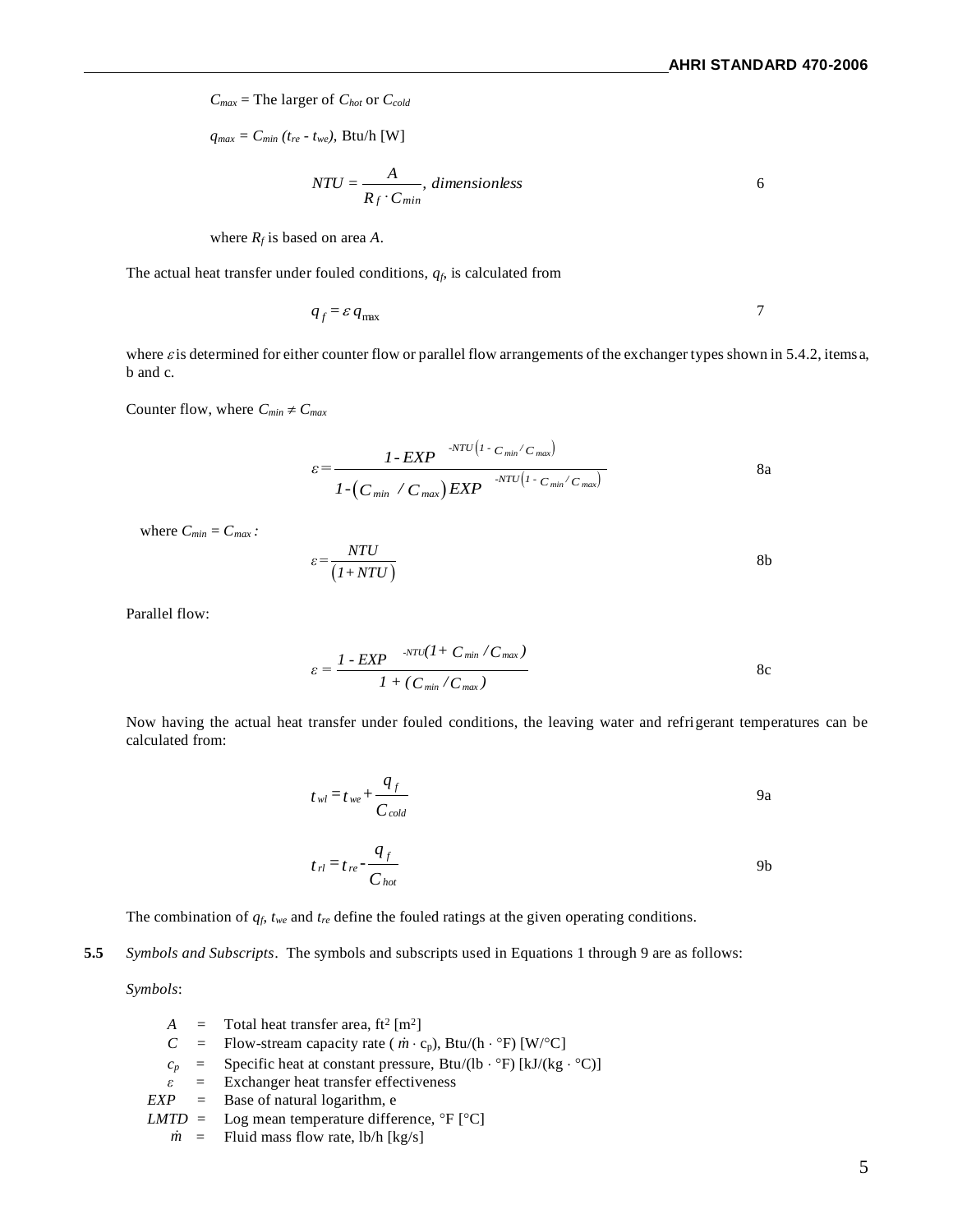$C_{max}$ = The larger of $C_{hot}$ or $C_{cold}$

$q_{max} = C_{min} (t_{re} - t_{we})$, Btu/h [W]

$$NTU = \frac{A}{R_f \cdot C_{min}}, \ dimensionless \tag{6}$$

where $R_f$ is based on area $A$.

The actual heat transfer under fouled conditions, $q_f$, is calculated from

$$q_f = \varepsilon \, q_{max} \tag{7}$$

where $\varepsilon$ is determined for either counter flow or parallel flow arrangements of the exchanger types shown in 5.4.2, items a, b and c.

Counter flow, where $C_{min} \neq C_{max}$

$$\varepsilon = \frac{1 - EXP^{-NTU\left(1 - C_{min}/C_{max}\right)}}{1 - \left(C_{min} / C_{max}\right) EXP^{-NTU\left(1 - C_{min}/C_{max}\right)}} \tag{8a}$$

where $C_{min} = C_{max}$:

$$\varepsilon = \frac{NTU}{\left(1 + NTU\right)} \tag{8b}$$

Parallel flow:

$$\varepsilon = \frac{1 - EXP^{-NTU\left(1 + C_{min}/C_{max}\right)}}{1 + \left(C_{min}/C_{max}\right)} \tag{8c}$$

Now having the actual heat transfer under fouled conditions, the leaving water and refrigerant temperatures can be calculated from:

$$t_{wl} = t_{we} + \frac{q_f}{C_{cold}} \tag{9a}$$

$$t_{rl} = t_{re} - \frac{q_f}{C_{hot}} \tag{9b}$$

The combination of $q_f$, $t_{we}$ and $t_{re}$ define the fouled ratings at the given operating conditions.

**5.5** *Symbols and Subscripts*. The symbols and subscripts used in Equations 1 through 9 are as follows:

*Symbols*:

- $A$ = Total heat transfer area, ft² [m²]
- $C$ = Flow-stream capacity rate ($\dot{m} \cdot c_p$), Btu/(h · °F) [W/°C]
- $c_p$ = Specific heat at constant pressure, Btu/(lb · °F) [kJ/(kg · °C)]
- $\varepsilon$ = Exchanger heat transfer effectiveness
- $EXP$ = Base of natural logarithm, e
- $LMTD$ = Log mean temperature difference, °F [°C]
- $\dot{m}$ = Fluid mass flow rate, lb/h [kg/s]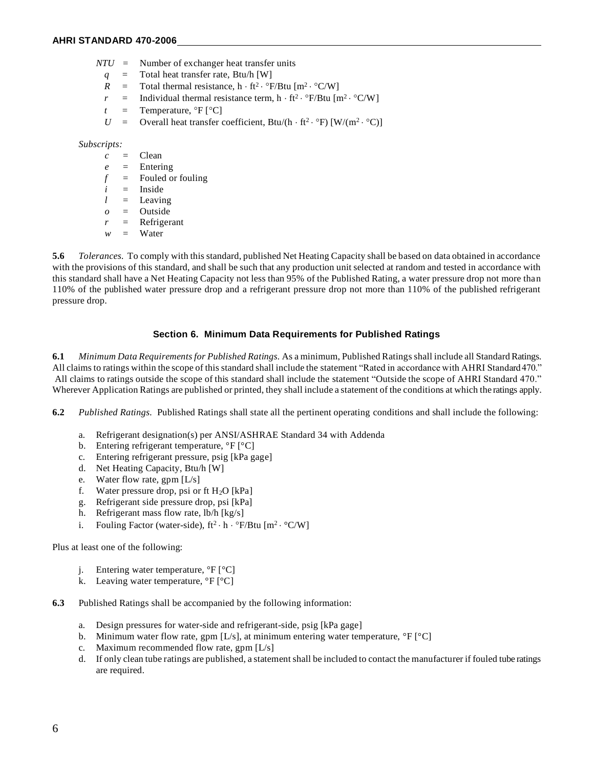$NTU$ = Number of exchanger heat transfer units
$q$ = Total heat transfer rate, Btu/h [W]
$R$ = Total thermal resistance, $h \cdot ft^2 \cdot °F/Btu$ [$m^2 \cdot °C/W$]
$r$ = Individual thermal resistance term, $h \cdot ft^2 \cdot °F/Btu$ [$m^2 \cdot °C/W$]
$t$ = Temperature, °F [°C]
$U$ = Overall heat transfer coefficient, $Btu/(h \cdot ft^2 \cdot °F)$ [$W/(m^2 \cdot °C)$]

*Subscripts:*

$c$ = Clean
$e$ = Entering
$f$ = Fouled or fouling
$i$ = Inside
$l$ = Leaving
$o$ = Outside
$r$ = Refrigerant
$w$ = Water

**5.6** *Tolerances.* To comply with this standard, published Net Heating Capacity shall be based on data obtained in accordance with the provisions of this standard, and shall be such that any production unit selected at random and tested in accordance with this standard shall have a Net Heating Capacity not less than 95% of the Published Rating, a water pressure drop not more than 110% of the published water pressure drop and a refrigerant pressure drop not more than 110% of the published refrigerant pressure drop.

## Section 6. Minimum Data Requirements for Published Ratings

**6.1** *Minimum Data Requirements for Published Ratings.* As a minimum, Published Ratings shall include all Standard Ratings. All claims to ratings within the scope of this standard shall include the statement "Rated in accordance with AHRI Standard 470." All claims to ratings outside the scope of this standard shall include the statement "Outside the scope of AHRI Standard 470." Wherever Application Ratings are published or printed, they shall include a statement of the conditions at which the ratings apply.

**6.2** *Published Ratings.* Published Ratings shall state all the pertinent operating conditions and shall include the following:

a. Refrigerant designation(s) per ANSI/ASHRAE Standard 34 with Addenda
b. Entering refrigerant temperature, °F [°C]
c. Entering refrigerant pressure, psig [kPa gage]
d. Net Heating Capacity, Btu/h [W]
e. Water flow rate, gpm [L/s]
f. Water pressure drop, psi or ft $H_2O$ [kPa]
g. Refrigerant side pressure drop, psi [kPa]
h. Refrigerant mass flow rate, lb/h [kg/s]
i. Fouling Factor (water-side), $ft^2 \cdot h \cdot °F/Btu$ [$m^2 \cdot °C/W$]

Plus at least one of the following:

j. Entering water temperature, °F [°C]
k. Leaving water temperature, °F [°C]

**6.3** Published Ratings shall be accompanied by the following information:

a. Design pressures for water-side and refrigerant-side, psig [kPa gage]
b. Minimum water flow rate, gpm [L/s], at minimum entering water temperature, °F [°C]
c. Maximum recommended flow rate, gpm [L/s]
d. If only clean tube ratings are published, a statement shall be included to contact the manufacturer if fouled tube ratings are required.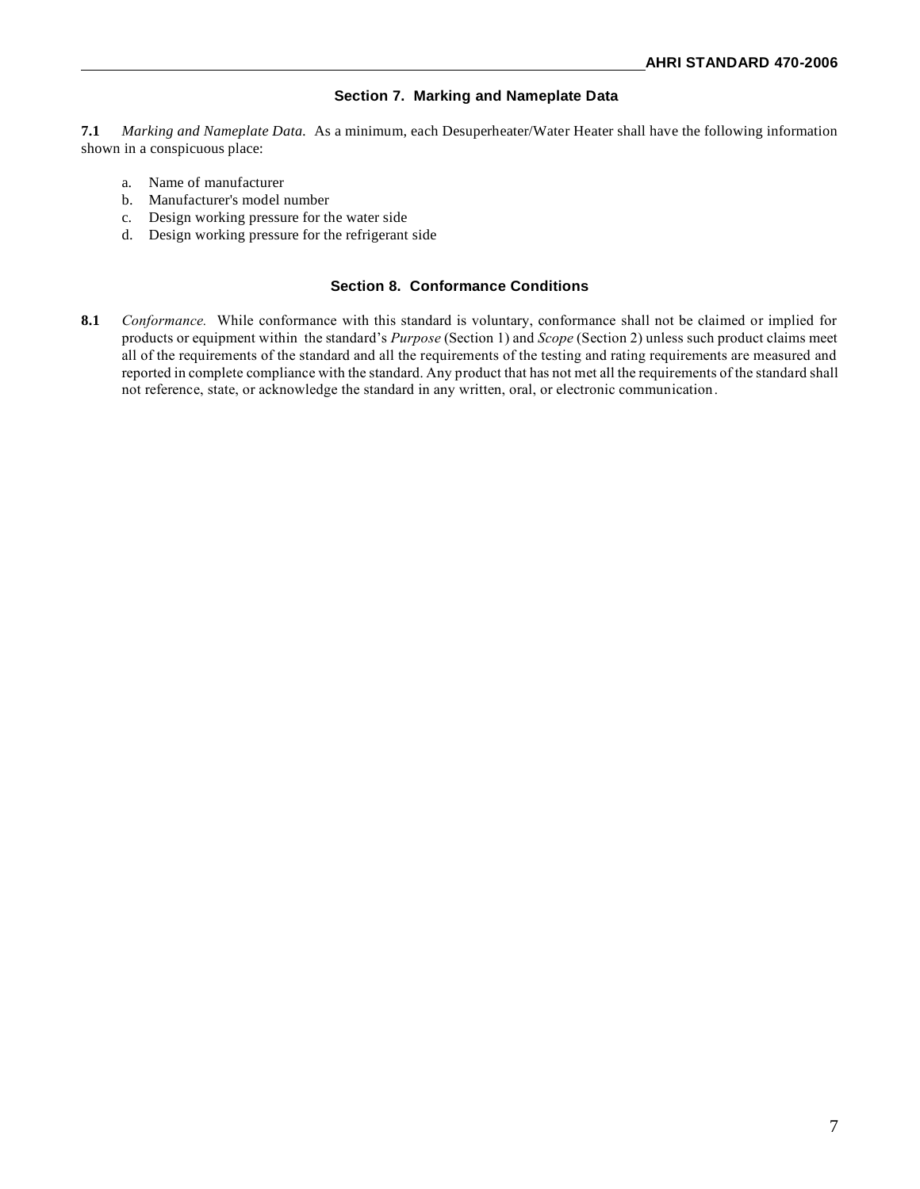## Section 7. Marking and Nameplate Data

**7.1** *Marking and Nameplate Data.* As a minimum, each Desuperheater/Water Heater shall have the following information shown in a conspicuous place:

a. Name of manufacturer
b. Manufacturer's model number
c. Design working pressure for the water side
d. Design working pressure for the refrigerant side

## Section 8. Conformance Conditions

**8.1** *Conformance.* While conformance with this standard is voluntary, conformance shall not be claimed or implied for products or equipment within the standard's *Purpose* (Section 1) and *Scope* (Section 2) unless such product claims meet all of the requirements of the standard and all the requirements of the testing and rating requirements are measured and reported in complete compliance with the standard. Any product that has not met all the requirements of the standard shall not reference, state, or acknowledge the standard in any written, oral, or electronic communication.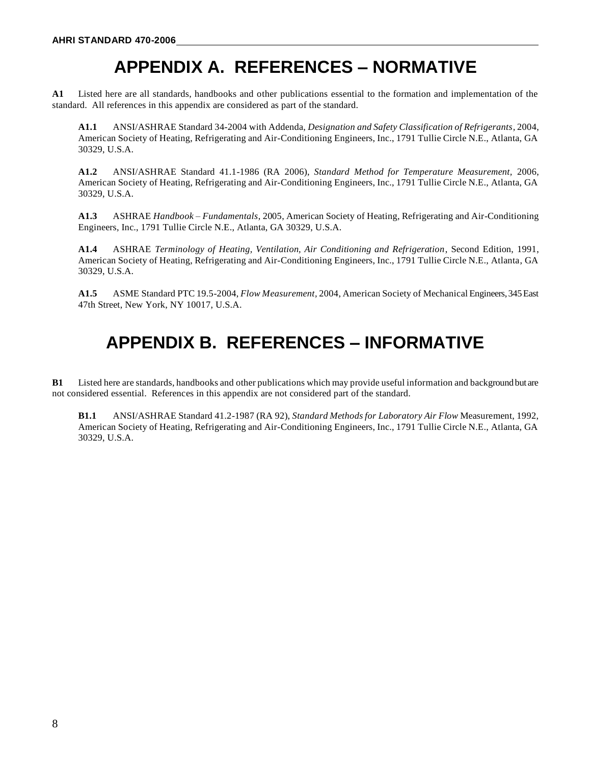# APPENDIX A. REFERENCES – NORMATIVE

**A1** Listed here are all standards, handbooks and other publications essential to the formation and implementation of the standard. All references in this appendix are considered as part of the standard.

**A1.1** ANSI/ASHRAE Standard 34-2004 with Addenda, *Designation and Safety Classification of Refrigerants*, 2004, American Society of Heating, Refrigerating and Air-Conditioning Engineers, Inc., 1791 Tullie Circle N.E., Atlanta, GA 30329, U.S.A.

**A1.2** ANSI/ASHRAE Standard 41.1-1986 (RA 2006), *Standard Method for Temperature Measurement*, 2006, American Society of Heating, Refrigerating and Air-Conditioning Engineers, Inc., 1791 Tullie Circle N.E., Atlanta, GA 30329, U.S.A.

**A1.3** ASHRAE *Handbook – Fundamentals*, 2005, American Society of Heating, Refrigerating and Air-Conditioning Engineers, Inc., 1791 Tullie Circle N.E., Atlanta, GA 30329, U.S.A.

**A1.4** ASHRAE *Terminology of Heating, Ventilation, Air Conditioning and Refrigeration*, Second Edition, 1991, American Society of Heating, Refrigerating and Air-Conditioning Engineers, Inc., 1791 Tullie Circle N.E., Atlanta, GA 30329, U.S.A.

**A1.5** ASME Standard PTC 19.5-2004, *Flow Measurement*, 2004, American Society of Mechanical Engineers, 345 East 47th Street, New York, NY 10017, U.S.A.

# APPENDIX B. REFERENCES – INFORMATIVE

**B1** Listed here are standards, handbooks and other publications which may provide useful information and background but are not considered essential. References in this appendix are not considered part of the standard.

**B1.1** ANSI/ASHRAE Standard 41.2-1987 (RA 92), *Standard Methods for Laboratory Air Flow* Measurement, 1992, American Society of Heating, Refrigerating and Air-Conditioning Engineers, Inc., 1791 Tullie Circle N.E., Atlanta, GA 30329, U.S.A.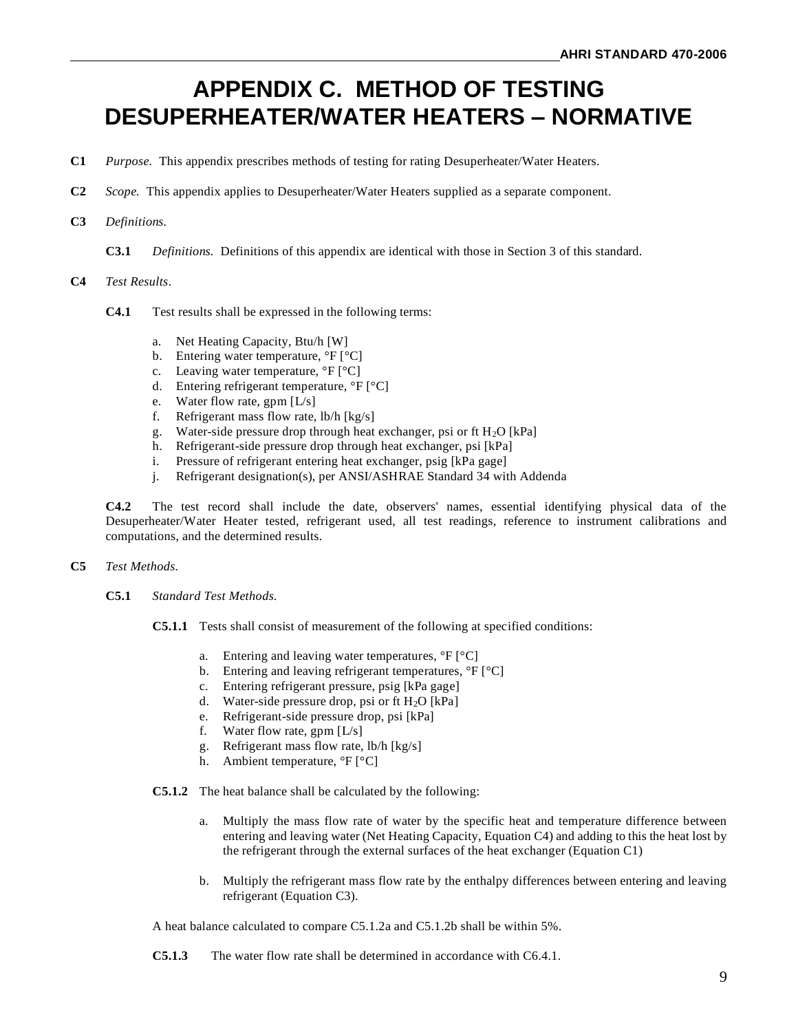# APPENDIX C. METHOD OF TESTING DESUPERHEATER/WATER HEATERS – NORMATIVE

**C1** *Purpose.* This appendix prescribes methods of testing for rating Desuperheater/Water Heaters.

**C2** *Scope.* This appendix applies to Desuperheater/Water Heaters supplied as a separate component.

**C3** *Definitions.*

**C3.1** *Definitions.* Definitions of this appendix are identical with those in Section 3 of this standard.

**C4** *Test Results*.

**C4.1** Test results shall be expressed in the following terms:

a. Net Heating Capacity, Btu/h [W]
b. Entering water temperature, °F [°C]
c. Leaving water temperature, °F [°C]
d. Entering refrigerant temperature, °F [°C]
e. Water flow rate, gpm [L/s]
f. Refrigerant mass flow rate, lb/h [kg/s]
g. Water-side pressure drop through heat exchanger, psi or ft $H_2O$ [kPa]
h. Refrigerant-side pressure drop through heat exchanger, psi [kPa]
i. Pressure of refrigerant entering heat exchanger, psig [kPa gage]
j. Refrigerant designation(s), per ANSI/ASHRAE Standard 34 with Addenda

**C4.2** The test record shall include the date, observers' names, essential identifying physical data of the Desuperheater/Water Heater tested, refrigerant used, all test readings, reference to instrument calibrations and computations, and the determined results.

**C5** *Test Methods.*

**C5.1** *Standard Test Methods.*

**C5.1.1** Tests shall consist of measurement of the following at specified conditions:

a. Entering and leaving water temperatures, °F [°C]
b. Entering and leaving refrigerant temperatures, °F [°C]
c. Entering refrigerant pressure, psig [kPa gage]
d. Water-side pressure drop, psi or ft $H_2O$ [kPa]
e. Refrigerant-side pressure drop, psi [kPa]
f. Water flow rate, gpm [L/s]
g. Refrigerant mass flow rate, lb/h [kg/s]
h. Ambient temperature, °F [°C]

**C5.1.2** The heat balance shall be calculated by the following:

a. Multiply the mass flow rate of water by the specific heat and temperature difference between entering and leaving water (Net Heating Capacity, Equation C4) and adding to this the heat lost by the refrigerant through the external surfaces of the heat exchanger (Equation C1)

b. Multiply the refrigerant mass flow rate by the enthalpy differences between entering and leaving refrigerant (Equation C3).

A heat balance calculated to compare C5.1.2a and C5.1.2b shall be within 5%.

**C5.1.3** The water flow rate shall be determined in accordance with C6.4.1.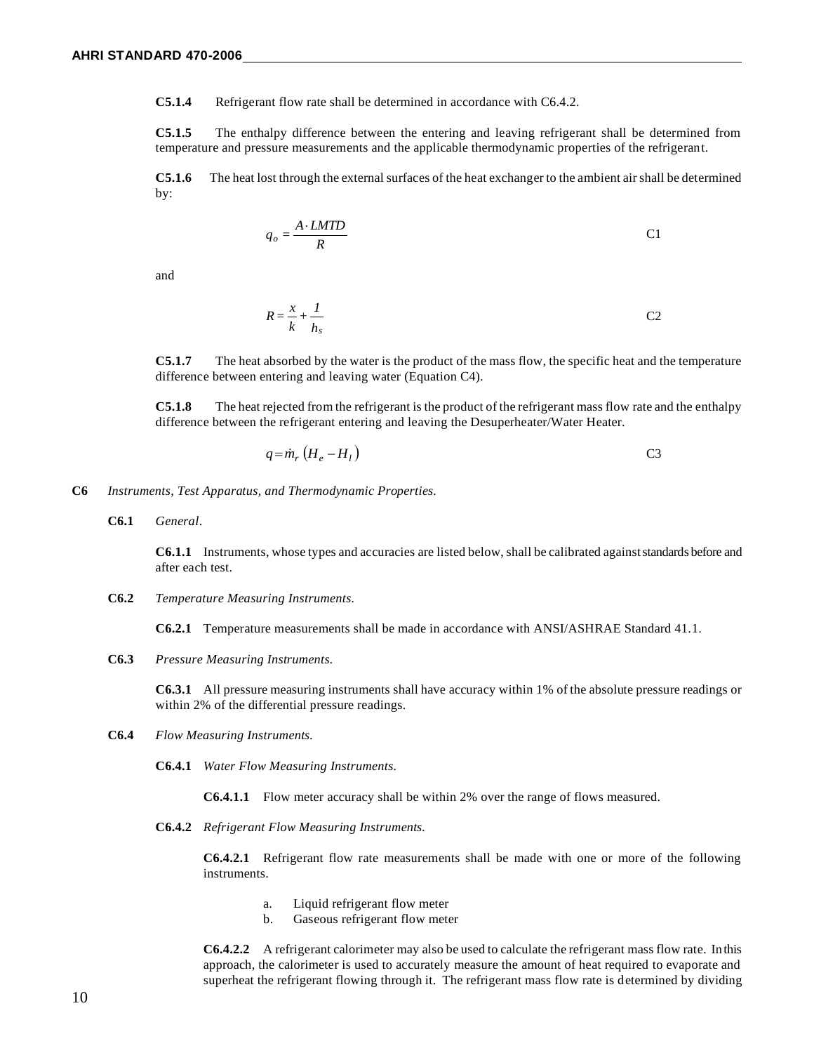**C5.1.4** Refrigerant flow rate shall be determined in accordance with C6.4.2.

**C5.1.5** The enthalpy difference between the entering and leaving refrigerant shall be determined from temperature and pressure measurements and the applicable thermodynamic properties of the refrigerant.

**C5.1.6** The heat lost through the external surfaces of the heat exchanger to the ambient air shall be determined by:

$$q_o = \frac{A \cdot LMTD}{R} \qquad \text{C1}$$

and

$$R = \frac{x}{k} + \frac{1}{h_s} \qquad \text{C2}$$

**C5.1.7** The heat absorbed by the water is the product of the mass flow, the specific heat and the temperature difference between entering and leaving water (Equation C4).

**C5.1.8** The heat rejected from the refrigerant is the product of the refrigerant mass flow rate and the enthalpy difference between the refrigerant entering and leaving the Desuperheater/Water Heater.

$$q = \dot{m}_r \left(H_e - H_l\right) \qquad \text{C3}$$

## C6 *Instruments, Test Apparatus, and Thermodynamic Properties.*

### C6.1 *General*.

**C6.1.1** Instruments, whose types and accuracies are listed below, shall be calibrated against standards before and after each test.

### C6.2 *Temperature Measuring Instruments.*

**C6.2.1** Temperature measurements shall be made in accordance with ANSI/ASHRAE Standard 41.1.

### C6.3 *Pressure Measuring Instruments.*

**C6.3.1** All pressure measuring instruments shall have accuracy within 1% of the absolute pressure readings or within 2% of the differential pressure readings.

### C6.4 *Flow Measuring Instruments.*

**C6.4.1** *Water Flow Measuring Instruments.*

**C6.4.1.1** Flow meter accuracy shall be within 2% over the range of flows measured.

**C6.4.2** *Refrigerant Flow Measuring Instruments.*

**C6.4.2.1** Refrigerant flow rate measurements shall be made with one or more of the following instruments.

a. Liquid refrigerant flow meter
b. Gaseous refrigerant flow meter

**C6.4.2.2** A refrigerant calorimeter may also be used to calculate the refrigerant mass flow rate. In this approach, the calorimeter is used to accurately measure the amount of heat required to evaporate and superheat the refrigerant flowing through it. The refrigerant mass flow rate is determined by dividing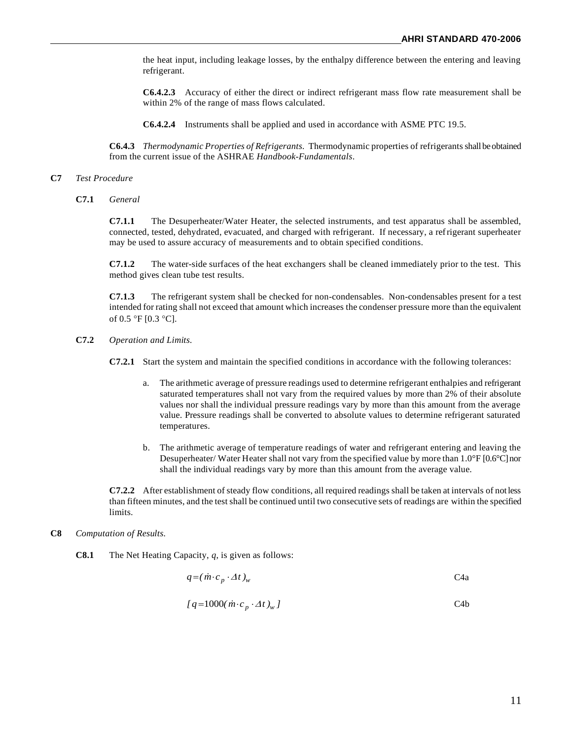the heat input, including leakage losses, by the enthalpy difference between the entering and leaving refrigerant.

**C6.4.2.3** Accuracy of either the direct or indirect refrigerant mass flow rate measurement shall be within 2% of the range of mass flows calculated.

**C6.4.2.4** Instruments shall be applied and used in accordance with ASME PTC 19.5.

**C6.4.3** *Thermodynamic Properties of Refrigerants.* Thermodynamic properties of refrigerants shall be obtained from the current issue of the ASHRAE *Handbook-Fundamentals*.

**C7** *Test Procedure*

**C7.1** *General*

**C7.1.1** The Desuperheater/Water Heater, the selected instruments, and test apparatus shall be assembled, connected, tested, dehydrated, evacuated, and charged with refrigerant. If necessary, a refrigerant superheater may be used to assure accuracy of measurements and to obtain specified conditions.

**C7.1.2** The water-side surfaces of the heat exchangers shall be cleaned immediately prior to the test. This method gives clean tube test results.

**C7.1.3** The refrigerant system shall be checked for non-condensables. Non-condensables present for a test intended for rating shall not exceed that amount which increases the condenser pressure more than the equivalent of 0.5 °F [0.3 °C].

**C7.2** *Operation and Limits.*

**C7.2.1** Start the system and maintain the specified conditions in accordance with the following tolerances:

a. The arithmetic average of pressure readings used to determine refrigerant enthalpies and refrigerant saturated temperatures shall not vary from the required values by more than 2% of their absolute values nor shall the individual pressure readings vary by more than this amount from the average value. Pressure readings shall be converted to absolute values to determine refrigerant saturated temperatures.

b. The arithmetic average of temperature readings of water and refrigerant entering and leaving the Desuperheater/ Water Heater shall not vary from the specified value by more than 1.0°F [0.6°C] nor shall the individual readings vary by more than this amount from the average value.

**C7.2.2** After establishment of steady flow conditions, all required readings shall be taken at intervals of not less than fifteen minutes, and the test shall be continued until two consecutive sets of readings are within the specified limits.

**C8** *Computation of Results.*

**C8.1** The Net Heating Capacity, $q$, is given as follows:

$$q = (\dot{m} \cdot c_p \cdot \Delta t)_w \qquad \text{C4a}$$

$$[\, q = 1000(\dot{m} \cdot c_p \cdot \Delta t)_w \,] \qquad \text{C4b}$$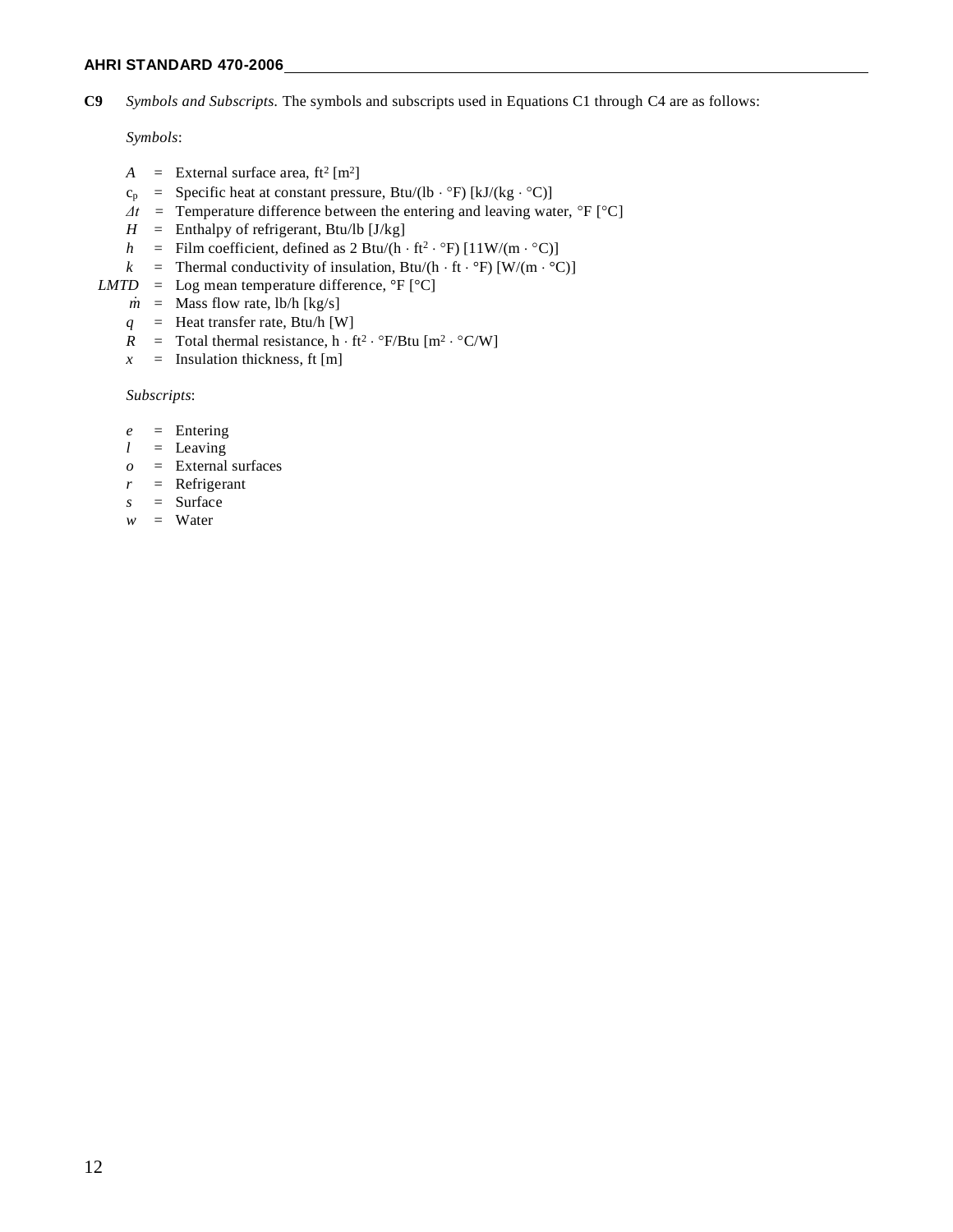**C9** *Symbols and Subscripts.* The symbols and subscripts used in Equations C1 through C4 are as follows:

*Symbols*:

- $A$ = External surface area, ft² [m²]
- $c_p$ = Specific heat at constant pressure, Btu/(lb · °F) [kJ/(kg · °C)]
- $\Delta t$ = Temperature difference between the entering and leaving water, °F [°C]
- $H$ = Enthalpy of refrigerant, Btu/lb [J/kg]
- $h$ = Film coefficient, defined as 2 Btu/(h · ft² · °F) [11W/(m · °C)]
- $k$ = Thermal conductivity of insulation, Btu/(h · ft · °F) [W/(m · °C)]
- $LMTD$ = Log mean temperature difference, °F [°C]
- $\dot{m}$ = Mass flow rate, lb/h [kg/s]
- $q$ = Heat transfer rate, Btu/h [W]
- $R$ = Total thermal resistance, h · ft² · °F/Btu [m² · °C/W]
- $x$ = Insulation thickness, ft [m]

*Subscripts*:

- $e$ = Entering
- $l$ = Leaving
- $o$ = External surfaces
- $r$ = Refrigerant
- $s$ = Surface
- $w$ = Water